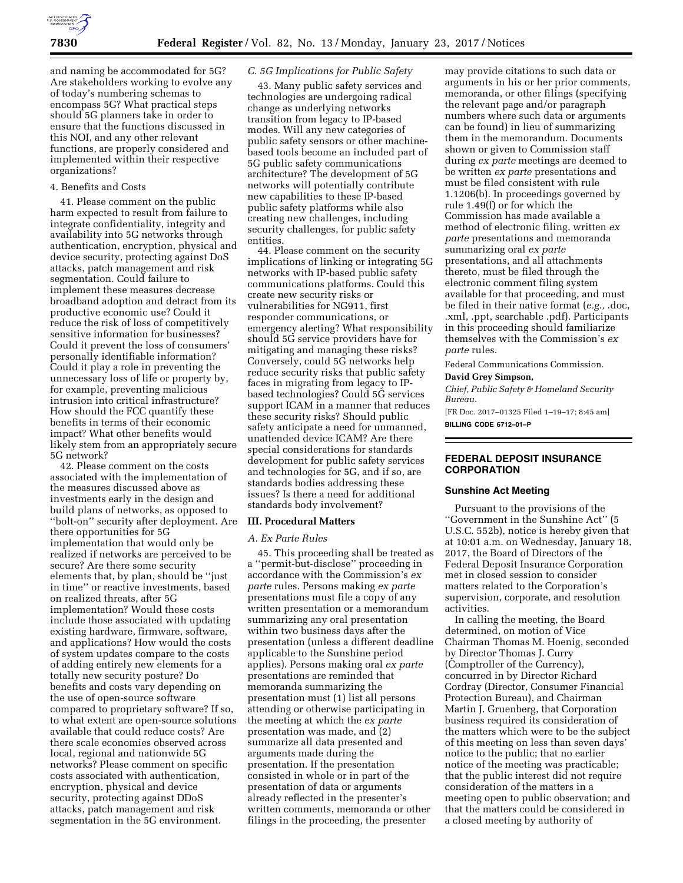and naming be accommodated for 5G? Are stakeholders working to evolve any of today's numbering schemas to encompass 5G? What practical steps should 5G planners take in order to ensure that the functions discussed in this NOI, and any other relevant functions, are properly considered and implemented within their respective organizations?

4. Benefits and Costs

41. Please comment on the public harm expected to result from failure to integrate confidentiality, integrity and availability into 5G networks through authentication, encryption, physical and device security, protecting against DoS attacks, patch management and risk segmentation. Could failure to implement these measures decrease broadband adoption and detract from its productive economic use? Could it reduce the risk of loss of competitively sensitive information for businesses? Could it prevent the loss of consumers' personally identifiable information? Could it play a role in preventing the unnecessary loss of life or property by, for example, preventing malicious intrusion into critical infrastructure? How should the FCC quantify these benefits in terms of their economic impact? What other benefits would likely stem from an appropriately secure 5G network?

42. Please comment on the costs associated with the implementation of the measures discussed above as investments early in the design and build plans of networks, as opposed to ''bolt-on'' security after deployment. Are there opportunities for 5G implementation that would only be realized if networks are perceived to be secure? Are there some security elements that, by plan, should be ''just in time'' or reactive investments, based on realized threats, after 5G implementation? Would these costs include those associated with updating existing hardware, firmware, software, and applications? How would the costs of system updates compare to the costs of adding entirely new elements for a totally new security posture? Do benefits and costs vary depending on the use of open-source software compared to proprietary software? If so, to what extent are open-source solutions available that could reduce costs? Are there scale economies observed across local, regional and nationwide 5G networks? Please comment on specific costs associated with authentication, encryption, physical and device security, protecting against DDoS attacks, patch management and risk segmentation in the 5G environment.

*C. 5G Implications for Public Safety*

43. Many public safety services and technologies are undergoing radical change as underlying networks transition from legacy to IP-based modes. Will any new categories of public safety sensors or other machine-based tools become an included part of 5G public safety communications architecture? The development of 5G networks will potentially contribute new capabilities to these IP-based public safety platforms while also creating new challenges, including security challenges, for public safety entities.

44. Please comment on the security implications of linking or integrating 5G networks with IP-based public safety communications platforms. Could this create new security risks or vulnerabilities for NG911, first responder communications, or emergency alerting? What responsibility should 5G service providers have for mitigating and managing these risks? Conversely, could 5G networks help reduce security risks that public safety faces in migrating from legacy to IP-based technologies? Could 5G services support ICAM in a manner that reduces these security risks? Should public safety anticipate a need for unmanned, unattended device ICAM? Are there special considerations for standards development for public safety services and technologies for 5G, and if so, are standards bodies addressing these issues? Is there a need for additional standards body involvement?

## III. Procedural Matters

*A. Ex Parte Rules*

45. This proceeding shall be treated as a ''permit-but-disclose'' proceeding in accordance with the Commission's *ex parte* rules. Persons making *ex parte* presentations must file a copy of any written presentation or a memorandum summarizing any oral presentation within two business days after the presentation (unless a different deadline applicable to the Sunshine period applies). Persons making oral *ex parte* presentations are reminded that memoranda summarizing the presentation must (1) list all persons attending or otherwise participating in the meeting at which the *ex parte* presentation was made, and (2) summarize all data presented and arguments made during the presentation. If the presentation consisted in whole or in part of the presentation of data or arguments already reflected in the presenter's written comments, memoranda or other filings in the proceeding, the presenter may provide citations to such data or arguments in his or her prior comments, memoranda, or other filings (specifying the relevant page and/or paragraph numbers where such data or arguments can be found) in lieu of summarizing them in the memorandum. Documents shown or given to Commission staff during *ex parte* meetings are deemed to be written *ex parte* presentations and must be filed consistent with rule 1.1206(b). In proceedings governed by rule 1.49(f) or for which the Commission has made available a method of electronic filing, written *ex parte* presentations and memoranda summarizing oral *ex parte* presentations, and all attachments thereto, must be filed through the electronic comment filing system available for that proceeding, and must be filed in their native format (*e.g.,* .doc, .xml, .ppt, searchable .pdf). Participants in this proceeding should familiarize themselves with the Commission's *ex parte* rules.

Federal Communications Commission.

**David Grey Simpson,**

*Chief, Public Safety & Homeland Security Bureau.*

[FR Doc. 2017–01325 Filed 1–19–17; 8:45 am]

**BILLING CODE 6712–01–P**

## FEDERAL DEPOSIT INSURANCE CORPORATION

### Sunshine Act Meeting

Pursuant to the provisions of the ''Government in the Sunshine Act'' (5 U.S.C. 552b), notice is hereby given that at 10:01 a.m. on Wednesday, January 18, 2017, the Board of Directors of the Federal Deposit Insurance Corporation met in closed session to consider matters related to the Corporation's supervision, corporate, and resolution activities.

In calling the meeting, the Board determined, on motion of Vice Chairman Thomas M. Hoenig, seconded by Director Thomas J. Curry (Comptroller of the Currency), concurred in by Director Richard Cordray (Director, Consumer Financial Protection Bureau), and Chairman Martin J. Gruenberg, that Corporation business required its consideration of the matters which were to be the subject of this meeting on less than seven days' notice to the public; that no earlier notice of the meeting was practicable; that the public interest did not require consideration of the matters in a meeting open to public observation; and that the matters could be considered in a closed meeting by authority of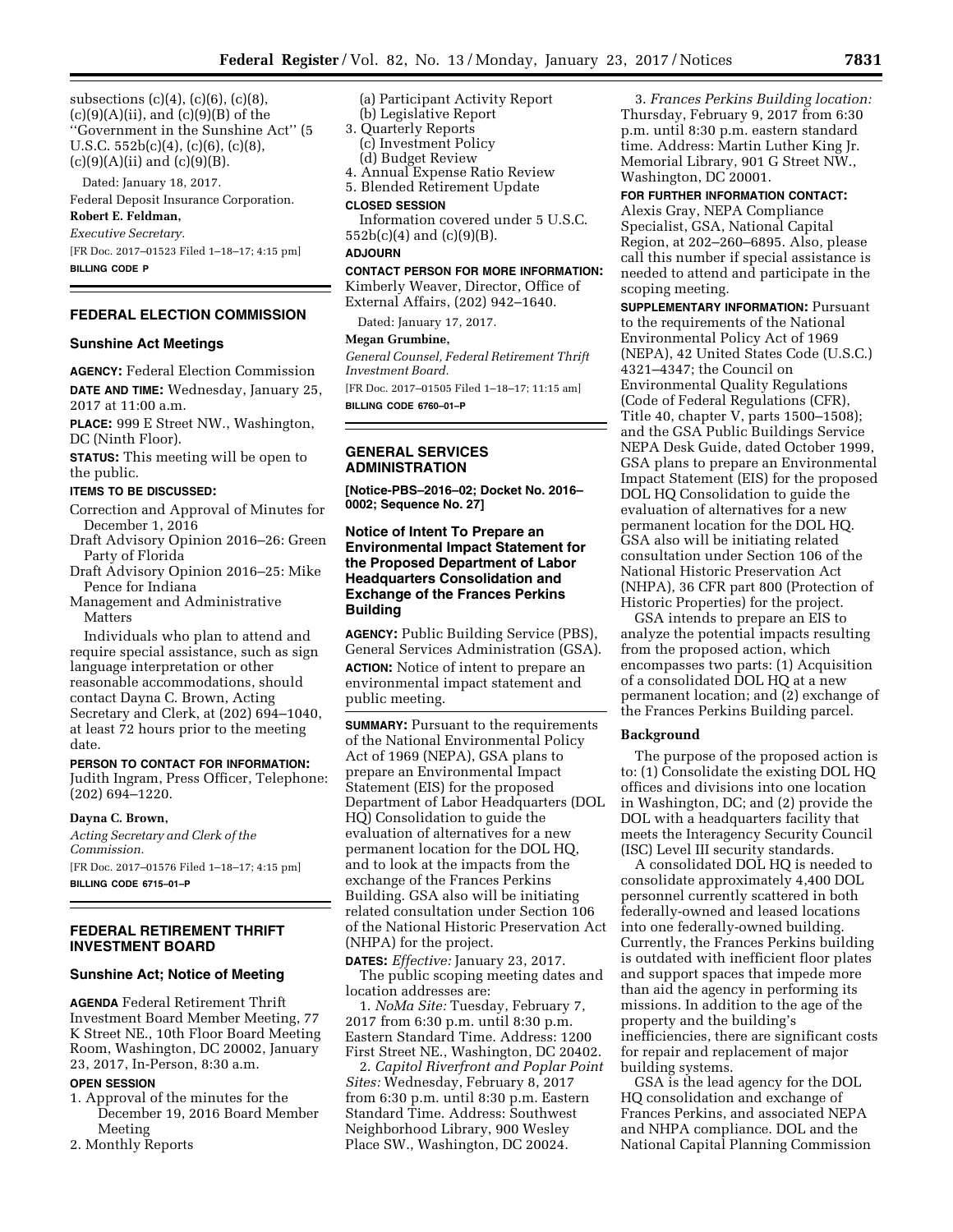subsections (c)(4), (c)(6), (c)(8), (c)(9)(A)(ii), and (c)(9)(B) of the ''Government in the Sunshine Act'' (5 U.S.C. 552b(c)(4), (c)(6), (c)(8), (c)(9)(A)(ii) and (c)(9)(B).

Dated: January 18, 2017.

Federal Deposit Insurance Corporation.

**Robert E. Feldman,**

*Executive Secretary.*

[FR Doc. 2017–01523 Filed 1–18–17; 4:15 pm]

**BILLING CODE P**

## FEDERAL ELECTION COMMISSION

### Sunshine Act Meetings

**AGENCY:** Federal Election Commission

**DATE AND TIME:** Wednesday, January 25, 2017 at 11:00 a.m.

**PLACE:** 999 E Street NW., Washington, DC (Ninth Floor).

**STATUS:** This meeting will be open to the public.

**ITEMS TO BE DISCUSSED:**

Correction and Approval of Minutes for December 1, 2016

Draft Advisory Opinion 2016–26: Green Party of Florida

Draft Advisory Opinion 2016–25: Mike Pence for Indiana

Management and Administrative Matters

Individuals who plan to attend and require special assistance, such as sign language interpretation or other reasonable accommodations, should contact Dayna C. Brown, Acting Secretary and Clerk, at (202) 694–1040, at least 72 hours prior to the meeting date.

**PERSON TO CONTACT FOR INFORMATION:** Judith Ingram, Press Officer, Telephone: (202) 694–1220.

**Dayna C. Brown,**

*Acting Secretary and Clerk of the Commission.*

[FR Doc. 2017–01576 Filed 1–18–17; 4:15 pm]

**BILLING CODE 6715–01–P**

## FEDERAL RETIREMENT THRIFT INVESTMENT BOARD

### Sunshine Act; Notice of Meeting

**AGENDA** Federal Retirement Thrift Investment Board Member Meeting, 77 K Street NE., 10th Floor Board Meeting Room, Washington, DC 20002, January 23, 2017, In-Person, 8:30 a.m.

**OPEN SESSION**

1. Approval of the minutes for the December 19, 2016 Board Member Meeting
2. Monthly Reports
   (a) Participant Activity Report
   (b) Legislative Report
3. Quarterly Reports
   (c) Investment Policy
   (d) Budget Review
4. Annual Expense Ratio Review
5. Blended Retirement Update

**CLOSED SESSION**

Information covered under 5 U.S.C. 552b(c)(4) and (c)(9)(B).

**ADJOURN**

**CONTACT PERSON FOR MORE INFORMATION:** Kimberly Weaver, Director, Office of External Affairs, (202) 942–1640.

Dated: January 17, 2017.

**Megan Grumbine,**

*General Counsel, Federal Retirement Thrift Investment Board.*

[FR Doc. 2017–01505 Filed 1–18–17; 11:15 am]

**BILLING CODE 6760–01–P**

## GENERAL SERVICES ADMINISTRATION

**[Notice-PBS–2016–02; Docket No. 2016–0002; Sequence No. 27]**

### Notice of Intent To Prepare an Environmental Impact Statement for the Proposed Department of Labor Headquarters Consolidation and Exchange of the Frances Perkins Building

**AGENCY:** Public Building Service (PBS), General Services Administration (GSA).

**ACTION:** Notice of intent to prepare an environmental impact statement and public meeting.

**SUMMARY:** Pursuant to the requirements of the National Environmental Policy Act of 1969 (NEPA), GSA plans to prepare an Environmental Impact Statement (EIS) for the proposed Department of Labor Headquarters (DOL HQ) Consolidation to guide the evaluation of alternatives for a new permanent location for the DOL HQ, and to look at the impacts from the exchange of the Frances Perkins Building. GSA also will be initiating related consultation under Section 106 of the National Historic Preservation Act (NHPA) for the project.

**DATES:** *Effective:* January 23, 2017.

The public scoping meeting dates and location addresses are:

1. *NoMa Site:* Tuesday, February 7, 2017 from 6:30 p.m. until 8:30 p.m. Eastern Standard Time. Address: 1200 First Street NE., Washington, DC 20402.
2. *Capitol Riverfront and Poplar Point Sites:* Wednesday, February 8, 2017 from 6:30 p.m. until 8:30 p.m. Eastern Standard Time. Address: Southwest Neighborhood Library, 900 Wesley Place SW., Washington, DC 20024.
3. *Frances Perkins Building location:* Thursday, February 9, 2017 from 6:30 p.m. until 8:30 p.m. eastern standard time. Address: Martin Luther King Jr. Memorial Library, 901 G Street NW., Washington, DC 20001.

**FOR FURTHER INFORMATION CONTACT:** Alexis Gray, NEPA Compliance Specialist, GSA, National Capital Region, at 202–260–6895. Also, please call this number if special assistance is needed to attend and participate in the scoping meeting.

**SUPPLEMENTARY INFORMATION:** Pursuant to the requirements of the National Environmental Policy Act of 1969 (NEPA), 42 United States Code (U.S.C.) 4321–4347; the Council on Environmental Quality Regulations (Code of Federal Regulations (CFR), Title 40, chapter V, parts 1500–1508); and the GSA Public Buildings Service NEPA Desk Guide, dated October 1999, GSA plans to prepare an Environmental Impact Statement (EIS) for the proposed DOL HQ Consolidation to guide the evaluation of alternatives for a new permanent location for the DOL HQ. GSA also will be initiating related consultation under Section 106 of the National Historic Preservation Act (NHPA), 36 CFR part 800 (Protection of Historic Properties) for the project.

GSA intends to prepare an EIS to analyze the potential impacts resulting from the proposed action, which encompasses two parts: (1) Acquisition of a consolidated DOL HQ at a new permanent location; and (2) exchange of the Frances Perkins Building parcel.

**Background**

The purpose of the proposed action is to: (1) Consolidate the existing DOL HQ offices and divisions into one location in Washington, DC; and (2) provide the DOL with a headquarters facility that meets the Interagency Security Council (ISC) Level III security standards.

A consolidated DOL HQ is needed to consolidate approximately 4,400 DOL personnel currently scattered in both federally-owned and leased locations into one federally-owned building. Currently, the Frances Perkins building is outdated with inefficient floor plates and support spaces that impede more than aid the agency in performing its missions. In addition to the age of the property and the building's inefficiencies, there are significant costs for repair and replacement of major building systems.

GSA is the lead agency for the DOL HQ consolidation and exchange of Frances Perkins, and associated NEPA and NHPA compliance. DOL and the National Capital Planning Commission